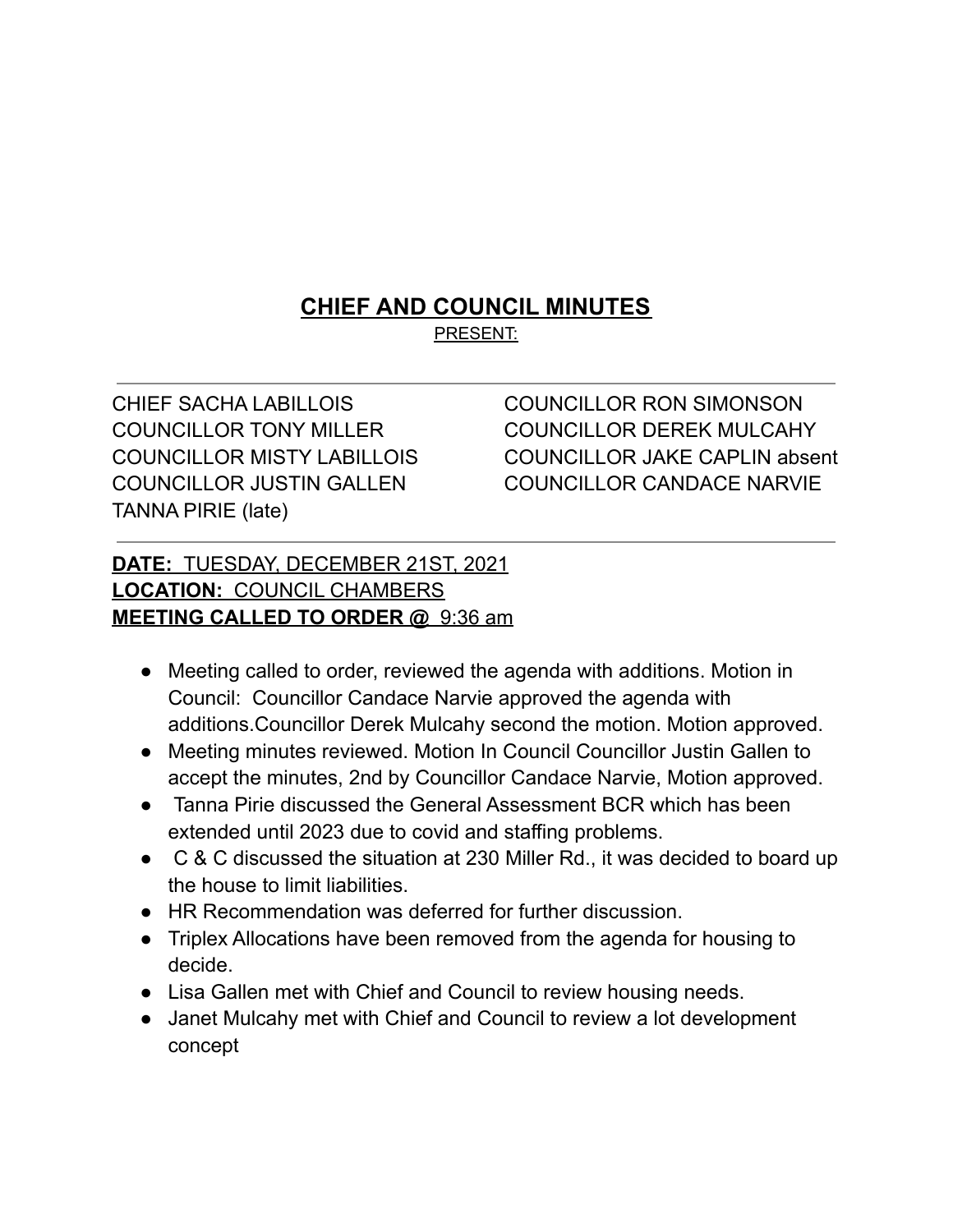# CHIEF AND COUNCIL MINUTES

PRESENT:

CHIEF SACHA LABILLOIS
COUNCILLOR TONY MILLER
COUNCILLOR MISTY LABILLOIS
COUNCILLOR JUSTIN GALLEN
TANNA PIRIE (late)
COUNCILLOR RON SIMONSON
COUNCILLOR DEREK MULCAHY
COUNCILLOR JAKE CAPLIN absent
COUNCILLOR CANDACE NARVIE

**DATE:** TUESDAY, DECEMBER 21ST, 2021
**LOCATION:** COUNCIL CHAMBERS
**MEETING CALLED TO ORDER @** 9:36 am

- Meeting called to order, reviewed the agenda with additions. Motion in Council: Councillor Candace Narvie approved the agenda with additions.Councillor Derek Mulcahy second the motion. Motion approved.
- Meeting minutes reviewed. Motion In Council Councillor Justin Gallen to accept the minutes, 2nd by Councillor Candace Narvie, Motion approved.
- Tanna Pirie discussed the General Assessment BCR which has been extended until 2023 due to covid and staffing problems.
- C & C discussed the situation at 230 Miller Rd., it was decided to board up the house to limit liabilities.
- HR Recommendation was deferred for further discussion.
- Triplex Allocations have been removed from the agenda for housing to decide.
- Lisa Gallen met with Chief and Council to review housing needs.
- Janet Mulcahy met with Chief and Council to review a lot development concept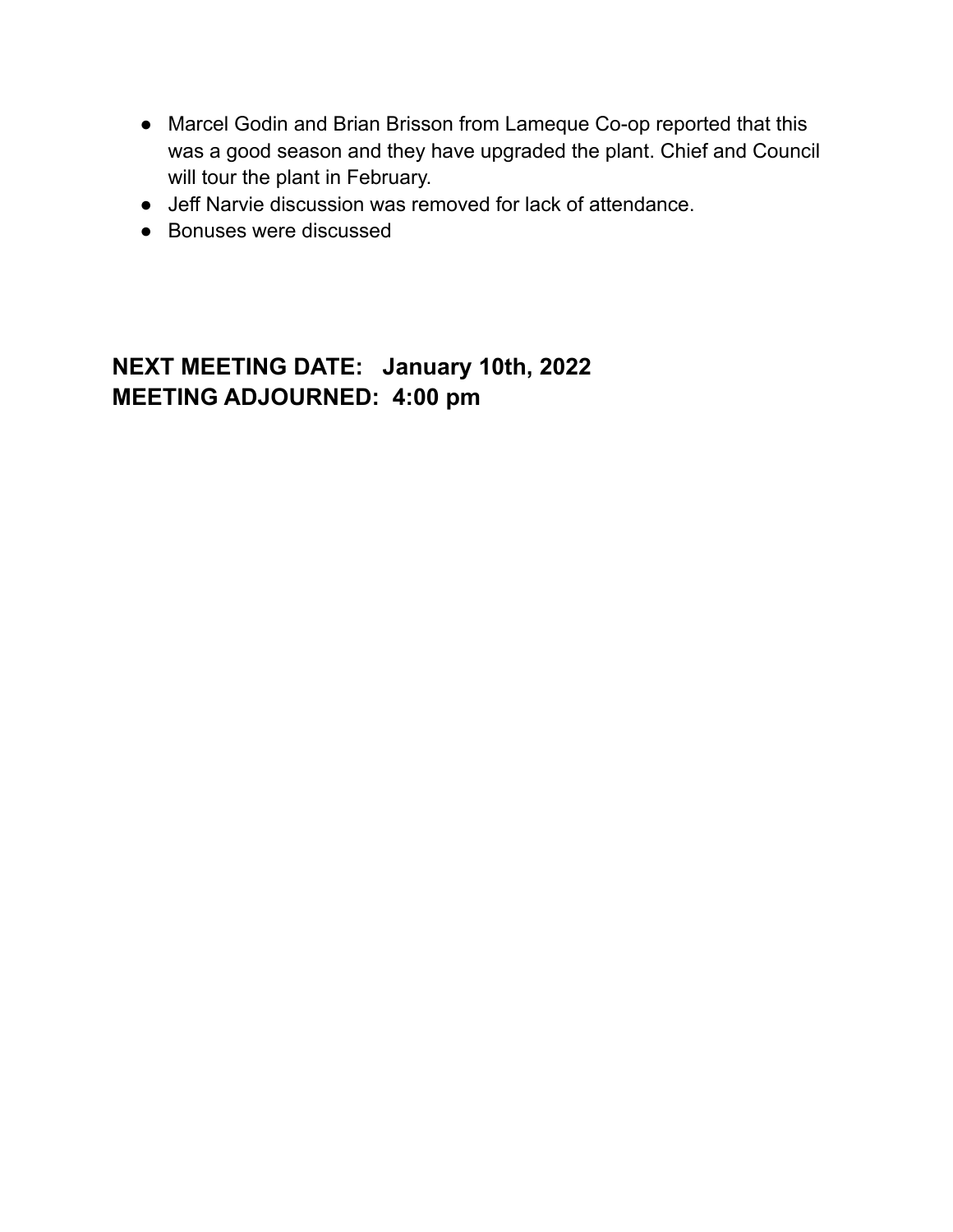- Marcel Godin and Brian Brisson from Lameque Co-op reported that this was a good season and they have upgraded the plant. Chief and Council will tour the plant in February.
- Jeff Narvie discussion was removed for lack of attendance.
- Bonuses were discussed

**NEXT MEETING DATE: January 10th, 2022**
**MEETING ADJOURNED: 4:00 pm**